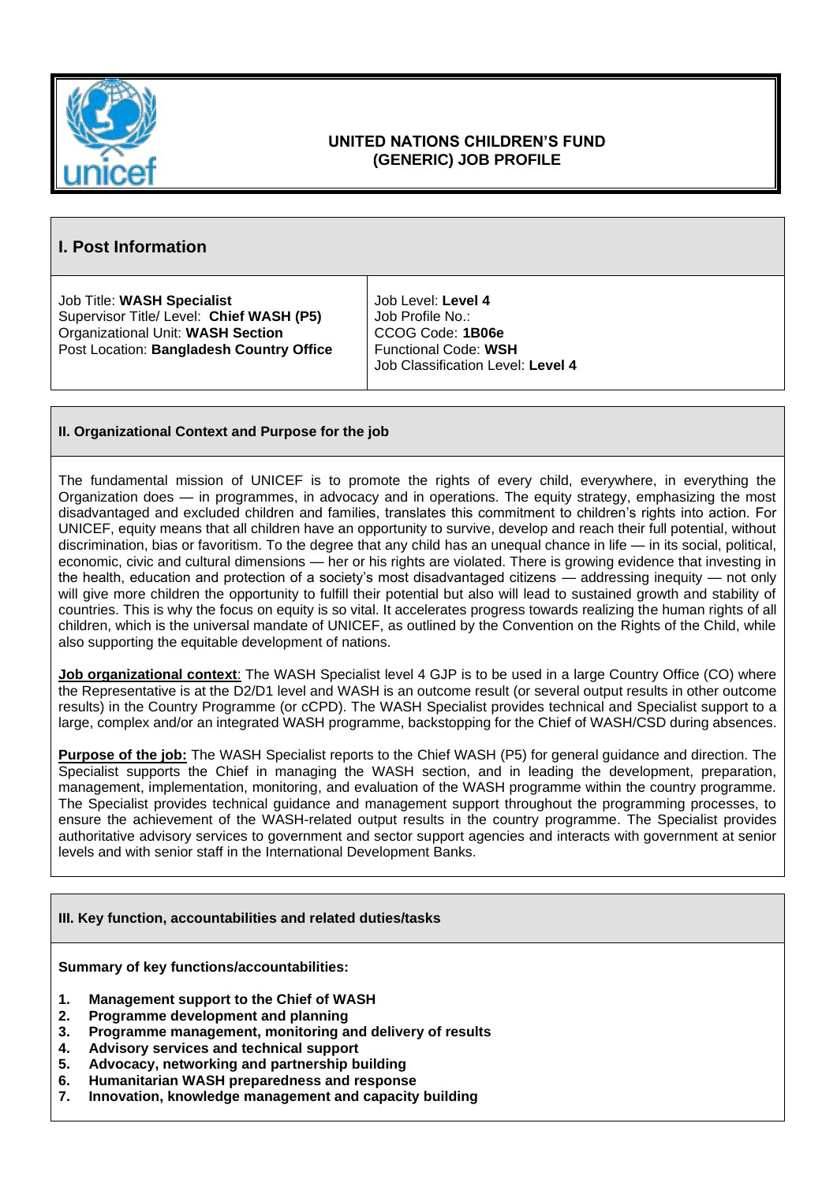**UNITED NATIONS CHILDREN'S FUND**
**(GENERIC) JOB PROFILE**

## I. Post Information

| | |
|---|---|
| Job Title: **WASH Specialist**<br>Supervisor Title/ Level: **Chief WASH (P5)**<br>Organizational Unit: **WASH Section**<br>Post Location: **Bangladesh Country Office** | Job Level: **Level 4**<br>Job Profile No.:<br>CCOG Code: **1B06e**<br>Functional Code: **WSH**<br>Job Classification Level: **Level 4** |

## II. Organizational Context and Purpose for the job

The fundamental mission of UNICEF is to promote the rights of every child, everywhere, in everything the Organization does — in programmes, in advocacy and in operations. The equity strategy, emphasizing the most disadvantaged and excluded children and families, translates this commitment to children's rights into action. For UNICEF, equity means that all children have an opportunity to survive, develop and reach their full potential, without discrimination, bias or favoritism. To the degree that any child has an unequal chance in life — in its social, political, economic, civic and cultural dimensions — her or his rights are violated. There is growing evidence that investing in the health, education and protection of a society's most disadvantaged citizens — addressing inequity — not only will give more children the opportunity to fulfill their potential but also will lead to sustained growth and stability of countries. This is why the focus on equity is so vital. It accelerates progress towards realizing the human rights of all children, which is the universal mandate of UNICEF, as outlined by the Convention on the Rights of the Child, while also supporting the equitable development of nations.

**Job organizational context**: The WASH Specialist level 4 GJP is to be used in a large Country Office (CO) where the Representative is at the D2/D1 level and WASH is an outcome result (or several output results in other outcome results) in the Country Programme (or cCPD). The WASH Specialist provides technical and Specialist support to a large, complex and/or an integrated WASH programme, backstopping for the Chief of WASH/CSD during absences.

**Purpose of the job:** The WASH Specialist reports to the Chief WASH (P5) for general guidance and direction. The Specialist supports the Chief in managing the WASH section, and in leading the development, preparation, management, implementation, monitoring, and evaluation of the WASH programme within the country programme. The Specialist provides technical guidance and management support throughout the programming processes, to ensure the achievement of the WASH-related output results in the country programme. The Specialist provides authoritative advisory services to government and sector support agencies and interacts with government at senior levels and with senior staff in the International Development Banks.

## III. Key function, accountabilities and related duties/tasks

**Summary of key functions/accountabilities:**

1. **Management support to the Chief of WASH**
2. **Programme development and planning**
3. **Programme management, monitoring and delivery of results**
4. **Advisory services and technical support**
5. **Advocacy, networking and partnership building**
6. **Humanitarian WASH preparedness and response**
7. **Innovation, knowledge management and capacity building**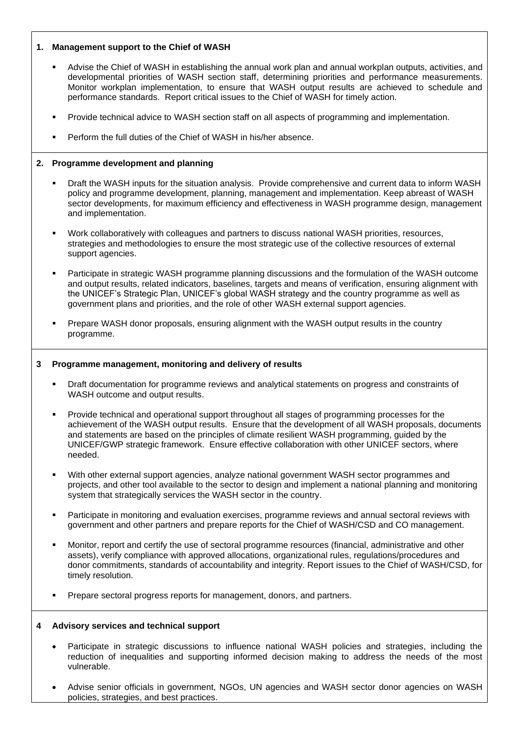**1. Management support to the Chief of WASH**

- Advise the Chief of WASH in establishing the annual work plan and annual workplan outputs, activities, and developmental priorities of WASH section staff, determining priorities and performance measurements. Monitor workplan implementation, to ensure that WASH output results are achieved to schedule and performance standards. Report critical issues to the Chief of WASH for timely action.
- Provide technical advice to WASH section staff on all aspects of programming and implementation.
- Perform the full duties of the Chief of WASH in his/her absence.

**2. Programme development and planning**

- Draft the WASH inputs for the situation analysis. Provide comprehensive and current data to inform WASH policy and programme development, planning, management and implementation. Keep abreast of WASH sector developments, for maximum efficiency and effectiveness in WASH programme design, management and implementation.
- Work collaboratively with colleagues and partners to discuss national WASH priorities, resources, strategies and methodologies to ensure the most strategic use of the collective resources of external support agencies.
- Participate in strategic WASH programme planning discussions and the formulation of the WASH outcome and output results, related indicators, baselines, targets and means of verification, ensuring alignment with the UNICEF's Strategic Plan, UNICEF's global WASH strategy and the country programme as well as government plans and priorities, and the role of other WASH external support agencies.
- Prepare WASH donor proposals, ensuring alignment with the WASH output results in the country programme.

**3 Programme management, monitoring and delivery of results**

- Draft documentation for programme reviews and analytical statements on progress and constraints of WASH outcome and output results.
- Provide technical and operational support throughout all stages of programming processes for the achievement of the WASH output results. Ensure that the development of all WASH proposals, documents and statements are based on the principles of climate resilient WASH programming, guided by the UNICEF/GWP strategic framework. Ensure effective collaboration with other UNICEF sectors, where needed.
- With other external support agencies, analyze national government WASH sector programmes and projects, and other tool available to the sector to design and implement a national planning and monitoring system that strategically services the WASH sector in the country.
- Participate in monitoring and evaluation exercises, programme reviews and annual sectoral reviews with government and other partners and prepare reports for the Chief of WASH/CSD and CO management.
- Monitor, report and certify the use of sectoral programme resources (financial, administrative and other assets), verify compliance with approved allocations, organizational rules, regulations/procedures and donor commitments, standards of accountability and integrity. Report issues to the Chief of WASH/CSD, for timely resolution.
- Prepare sectoral progress reports for management, donors, and partners.

**4 Advisory services and technical support**

- Participate in strategic discussions to influence national WASH policies and strategies, including the reduction of inequalities and supporting informed decision making to address the needs of the most vulnerable.
- Advise senior officials in government, NGOs, UN agencies and WASH sector donor agencies on WASH policies, strategies, and best practices.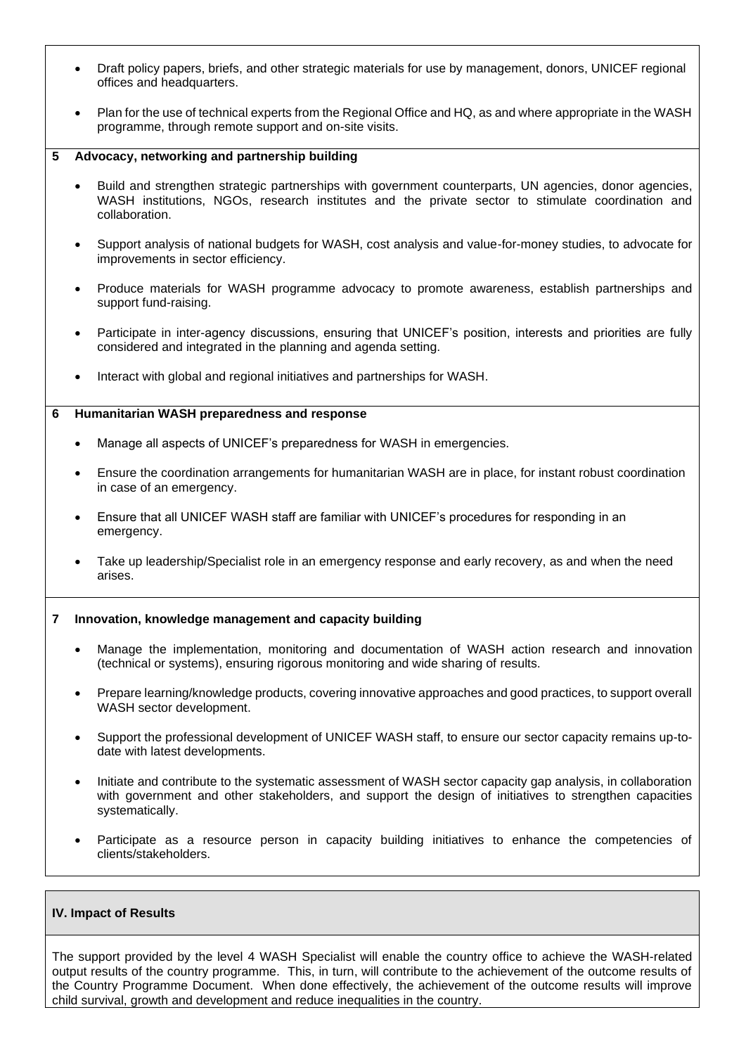- Draft policy papers, briefs, and other strategic materials for use by management, donors, UNICEF regional offices and headquarters.
- Plan for the use of technical experts from the Regional Office and HQ, as and where appropriate in the WASH programme, through remote support and on-site visits.

**5 Advocacy, networking and partnership building**

- Build and strengthen strategic partnerships with government counterparts, UN agencies, donor agencies, WASH institutions, NGOs, research institutes and the private sector to stimulate coordination and collaboration.
- Support analysis of national budgets for WASH, cost analysis and value-for-money studies, to advocate for improvements in sector efficiency.
- Produce materials for WASH programme advocacy to promote awareness, establish partnerships and support fund-raising.
- Participate in inter-agency discussions, ensuring that UNICEF's position, interests and priorities are fully considered and integrated in the planning and agenda setting.
- Interact with global and regional initiatives and partnerships for WASH.

**6 Humanitarian WASH preparedness and response**

- Manage all aspects of UNICEF's preparedness for WASH in emergencies.
- Ensure the coordination arrangements for humanitarian WASH are in place, for instant robust coordination in case of an emergency.
- Ensure that all UNICEF WASH staff are familiar with UNICEF's procedures for responding in an emergency.
- Take up leadership/Specialist role in an emergency response and early recovery, as and when the need arises.

**7 Innovation, knowledge management and capacity building**

- Manage the implementation, monitoring and documentation of WASH action research and innovation (technical or systems), ensuring rigorous monitoring and wide sharing of results.
- Prepare learning/knowledge products, covering innovative approaches and good practices, to support overall WASH sector development.
- Support the professional development of UNICEF WASH staff, to ensure our sector capacity remains up-to-date with latest developments.
- Initiate and contribute to the systematic assessment of WASH sector capacity gap analysis, in collaboration with government and other stakeholders, and support the design of initiatives to strengthen capacities systematically.
- Participate as a resource person in capacity building initiatives to enhance the competencies of clients/stakeholders.

## IV. Impact of Results

The support provided by the level 4 WASH Specialist will enable the country office to achieve the WASH-related output results of the country programme. This, in turn, will contribute to the achievement of the outcome results of the Country Programme Document. When done effectively, the achievement of the outcome results will improve child survival, growth and development and reduce inequalities in the country.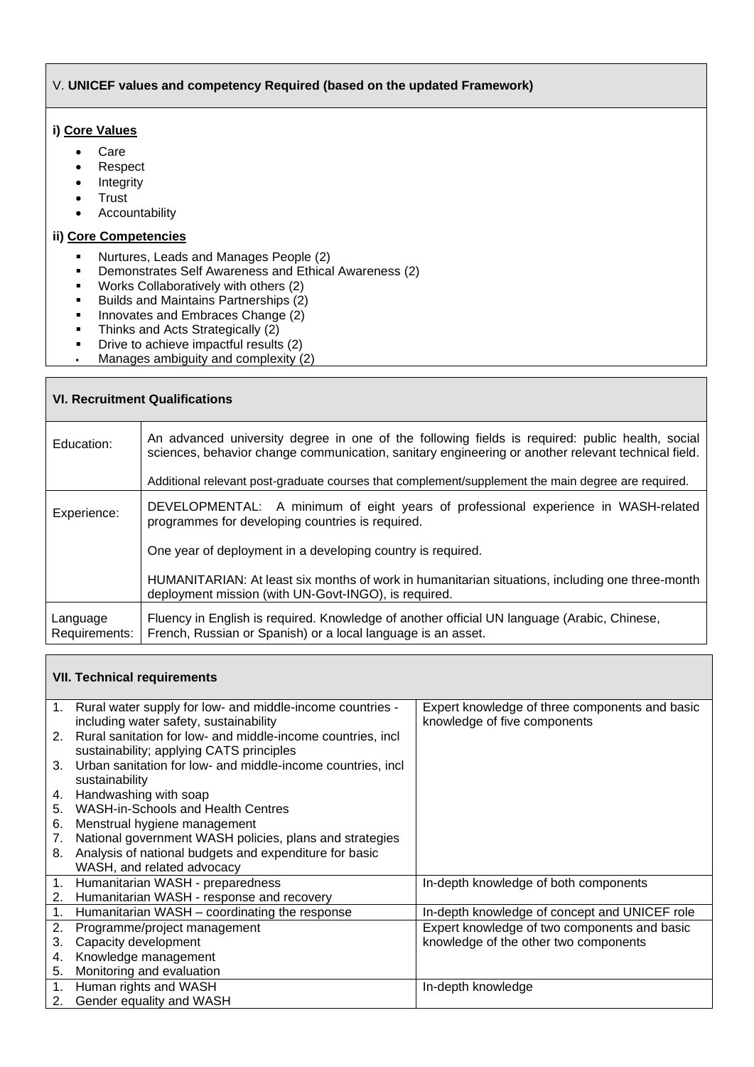## V. **UNICEF values and competency Required (based on the updated Framework)**

**i) Core Values**

- Care
- Respect
- Integrity
- Trust
- Accountability

**ii) Core Competencies**

- Nurtures, Leads and Manages People (2)
- Demonstrates Self Awareness and Ethical Awareness (2)
- Works Collaboratively with others (2)
- Builds and Maintains Partnerships (2)
- Innovates and Embraces Change (2)
- Thinks and Acts Strategically (2)
- Drive to achieve impactful results (2)
- Manages ambiguity and complexity (2)

## VI. Recruitment Qualifications

| | |
|---|---|
| Education: | An advanced university degree in one of the following fields is required: public health, social sciences, behavior change communication, sanitary engineering or another relevant technical field.<br><br>Additional relevant post-graduate courses that complement/supplement the main degree are required. |
| Experience: | DEVELOPMENTAL: A minimum of eight years of professional experience in WASH-related programmes for developing countries is required.<br><br>One year of deployment in a developing country is required.<br><br>HUMANITARIAN: At least six months of work in humanitarian situations, including one three-month deployment mission (with UN-Govt-INGO), is required. |
| Language Requirements: | Fluency in English is required. Knowledge of another official UN language (Arabic, Chinese, French, Russian or Spanish) or a local language is an asset. |

## VII. Technical requirements

| | |
|---|---|
| 1. Rural water supply for low- and middle-income countries - including water safety, sustainability<br>2. Rural sanitation for low- and middle-income countries, incl sustainability; applying CATS principles<br>3. Urban sanitation for low- and middle-income countries, incl sustainability<br>4. Handwashing with soap<br>5. WASH-in-Schools and Health Centres<br>6. Menstrual hygiene management<br>7. National government WASH policies, plans and strategies<br>8. Analysis of national budgets and expenditure for basic WASH, and related advocacy | Expert knowledge of three components and basic knowledge of five components |
| 1. Humanitarian WASH - preparedness<br>2. Humanitarian WASH - response and recovery | In-depth knowledge of both components |
| 1. Humanitarian WASH – coordinating the response | In-depth knowledge of concept and UNICEF role |
| 2. Programme/project management<br>3. Capacity development<br>4. Knowledge management<br>5. Monitoring and evaluation | Expert knowledge of two components and basic knowledge of the other two components |
| 1. Human rights and WASH<br>2. Gender equality and WASH | In-depth knowledge |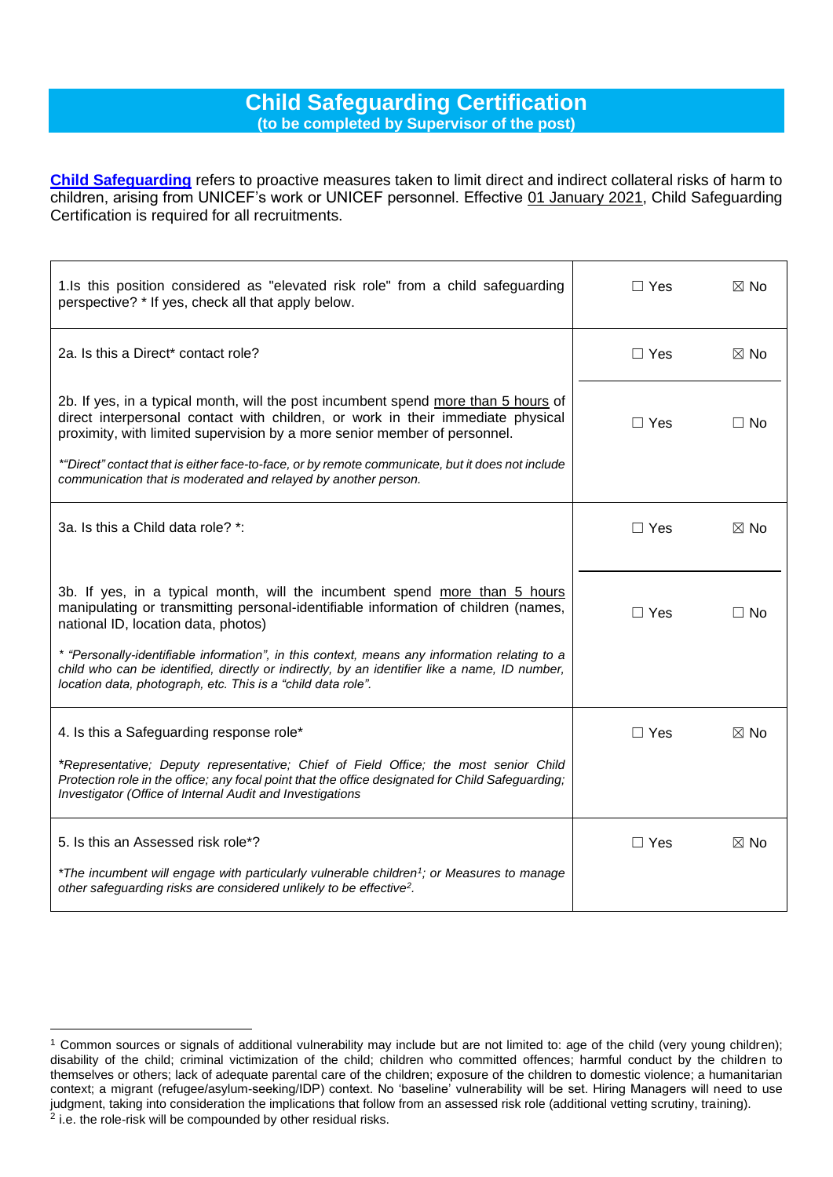# Child Safeguarding Certification

**(to be completed by Supervisor of the post)**

**Child Safeguarding** refers to proactive measures taken to limit direct and indirect collateral risks of harm to children, arising from UNICEF's work or UNICEF personnel. Effective 01 January 2021, Child Safeguarding Certification is required for all recruitments.

| | | |
|---|---|---|
| 1.Is this position considered as "elevated risk role" from a child safeguarding perspective? * If yes, check all that apply below. | ☐ Yes | ☒ No |
| 2a. Is this a Direct* contact role? | ☐ Yes | ☒ No |
| 2b. If yes, in a typical month, will the post incumbent spend more than 5 hours of direct interpersonal contact with children, or work in their immediate physical proximity, with limited supervision by a more senior member of personnel.<br><br>*"Direct" contact that is either face-to-face, or by remote communicate, but it does not include communication that is moderated and relayed by another person.* | ☐ Yes | ☐ No |
| 3a. Is this a Child data role? *: | ☐ Yes | ☒ No |
| 3b. If yes, in a typical month, will the incumbent spend more than 5 hours manipulating or transmitting personal-identifiable information of children (names, national ID, location data, photos)<br><br>*\* "Personally-identifiable information", in this context, means any information relating to a child who can be identified, directly or indirectly, by an identifier like a name, ID number, location data, photograph, etc. This is a "child data role".* | ☐ Yes | ☐ No |
| 4. Is this a Safeguarding response role*<br><br>*\*Representative; Deputy representative; Chief of Field Office; the most senior Child Protection role in the office; any focal point that the office designated for Child Safeguarding; Investigator (Office of Internal Audit and Investigations* | ☐ Yes | ☒ No |
| 5. Is this an Assessed risk role*?<br><br>*\*The incumbent will engage with particularly vulnerable children[1]; or Measures to manage other safeguarding risks are considered unlikely to be effective[2].* | ☐ Yes | ☒ No |

[1] Common sources or signals of additional vulnerability may include but are not limited to: age of the child (very young children); disability of the child; criminal victimization of the child; children who committed offences; harmful conduct by the children to themselves or others; lack of adequate parental care of the children; exposure of the children to domestic violence; a humanitarian context; a migrant (refugee/asylum-seeking/IDP) context. No 'baseline' vulnerability will be set. Hiring Managers will need to use judgment, taking into consideration the implications that follow from an assessed risk role (additional vetting scrutiny, training).

[2] i.e. the role-risk will be compounded by other residual risks.